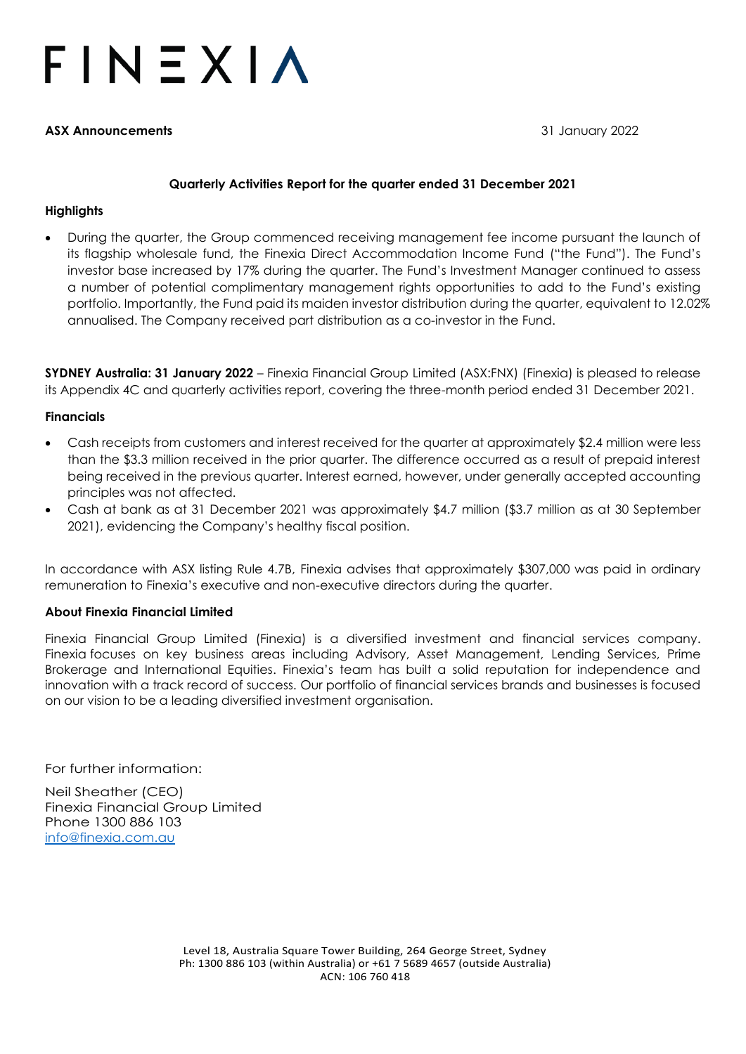# FINEXIA

**ASX Announcements** 31 January 2022

**Quarterly Activities Report for the quarter ended 31 December 2021**

## Highlights

- During the quarter, the Group commenced receiving management fee income pursuant the launch of its flagship wholesale fund, the Finexia Direct Accommodation Income Fund ("the Fund"). The Fund's investor base increased by 17% during the quarter. The Fund's Investment Manager continued to assess a number of potential complimentary management rights opportunities to add to the Fund's existing portfolio. Importantly, the Fund paid its maiden investor distribution during the quarter, equivalent to 12.02% annualised. The Company received part distribution as a co-investor in the Fund.

**SYDNEY Australia: 31 January 2022** – Finexia Financial Group Limited (ASX:FNX) (Finexia) is pleased to release its Appendix 4C and quarterly activities report, covering the three-month period ended 31 December 2021.

## Financials

- Cash receipts from customers and interest received for the quarter at approximately $2.4 million were less than the $3.3 million received in the prior quarter. The difference occurred as a result of prepaid interest being received in the previous quarter. Interest earned, however, under generally accepted accounting principles was not affected.
- Cash at bank as at 31 December 2021 was approximately $4.7 million ($3.7 million as at 30 September 2021), evidencing the Company's healthy fiscal position.

In accordance with ASX listing Rule 4.7B, Finexia advises that approximately $307,000 was paid in ordinary remuneration to Finexia's executive and non-executive directors during the quarter.

## About Finexia Financial Limited

Finexia Financial Group Limited (Finexia) is a diversified investment and financial services company. Finexia focuses on key business areas including Advisory, Asset Management, Lending Services, Prime Brokerage and International Equities. Finexia's team has built a solid reputation for independence and innovation with a track record of success. Our portfolio of financial services brands and businesses is focused on our vision to be a leading diversified investment organisation.

For further information:

Neil Sheather (CEO)
Finexia Financial Group Limited
Phone 1300 886 103
info@finexia.com.au

Level 18, Australia Square Tower Building, 264 George Street, Sydney
Ph: 1300 886 103 (within Australia) or +61 7 5689 4657 (outside Australia)
ACN: 106 760 418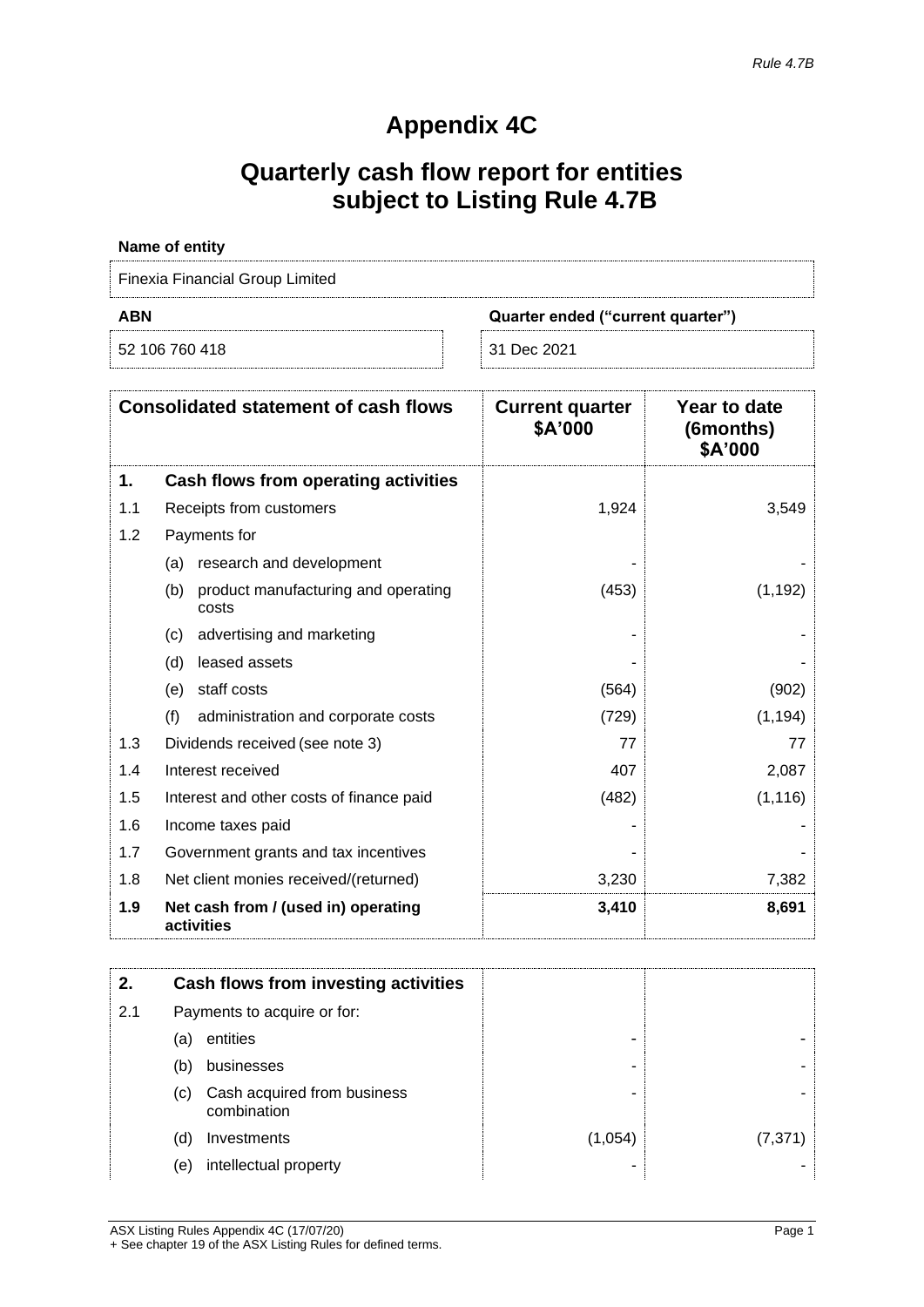*Rule 4.7B*

# Appendix 4C

# Quarterly cash flow report for entities subject to Listing Rule 4.7B

**Name of entity**

| Finexia Financial Group Limited | |
|---|---|
| **ABN** | **Quarter ended ("current quarter")** |
| 52 106 760 418 | 31 Dec 2021 |

| | **Consolidated statement of cash flows** | **Current quarter \$A'000** | **Year to date (6months) \$A'000** |
|---|---|---|---|
| **1.** | **Cash flows from operating activities** | | |
| 1.1 | Receipts from customers | 1,924 | 3,549 |
| 1.2 | Payments for | | |
| | (a) research and development | - | - |
| | (b) product manufacturing and operating costs | (453) | (1,192) |
| | (c) advertising and marketing | - | - |
| | (d) leased assets | - | - |
| | (e) staff costs | (564) | (902) |
| | (f) administration and corporate costs | (729) | (1,194) |
| 1.3 | Dividends received (see note 3) | 77 | 77 |
| 1.4 | Interest received | 407 | 2,087 |
| 1.5 | Interest and other costs of finance paid | (482) | (1,116) |
| 1.6 | Income taxes paid | - | - |
| 1.7 | Government grants and tax incentives | - | - |
| 1.8 | Net client monies received/(returned) | 3,230 | 7,382 |
| **1.9** | **Net cash from / (used in) operating activities** | **3,410** | **8,691** |

| | | | |
|---|---|---|---|
| **2.** | **Cash flows from investing activities** | | |
| 2.1 | Payments to acquire or for: | | |
| | (a) entities | - | - |
| | (b) businesses | - | - |
| | (c) Cash acquired from business combination | - | - |
| | (d) Investments | (1,054) | (7,371) |
| | (e) intellectual property | - | - |

ASX Listing Rules Appendix 4C (17/07/20)
+ See chapter 19 of the ASX Listing Rules for defined terms.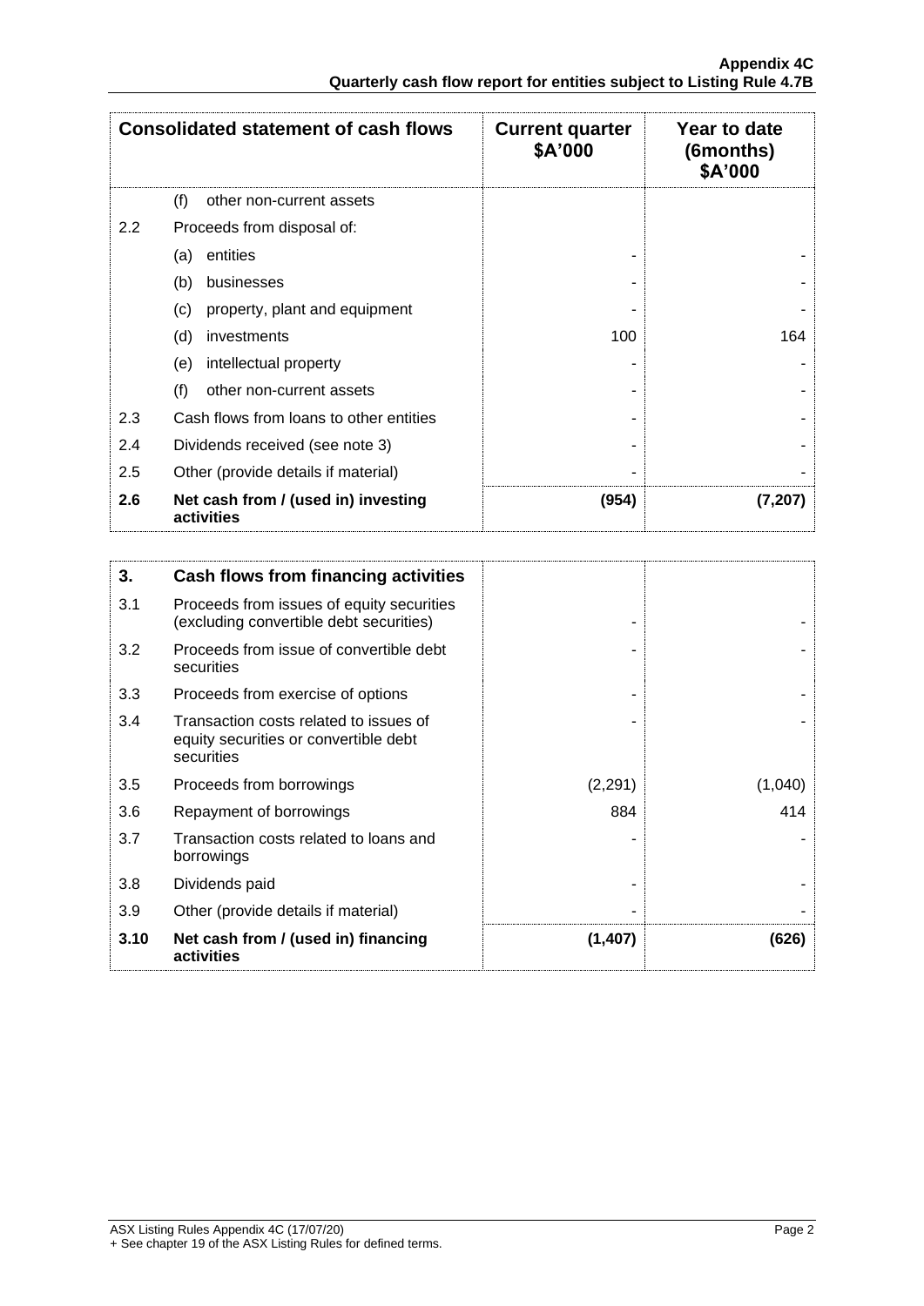| Consolidated statement of cash flows | | Current quarter $A'000 | Year to date (6months) $A'000 |
|---|---|---|---|
| | (f) other non-current assets | | |
| 2.2 | Proceeds from disposal of: | | |
| | (a) entities | - | - |
| | (b) businesses | - | - |
| | (c) property, plant and equipment | - | - |
| | (d) investments | 100 | 164 |
| | (e) intellectual property | - | - |
| | (f) other non-current assets | - | - |
| 2.3 | Cash flows from loans to other entities | - | - |
| 2.4 | Dividends received (see note 3) | - | - |
| 2.5 | Other (provide details if material) | - | - |
| **2.6** | **Net cash from / (used in) investing activities** | **(954)** | **(7,207)** |

| 3. | Cash flows from financing activities | | |
|---|---|---|---|
| 3.1 | Proceeds from issues of equity securities (excluding convertible debt securities) | - | - |
| 3.2 | Proceeds from issue of convertible debt securities | - | - |
| 3.3 | Proceeds from exercise of options | - | - |
| 3.4 | Transaction costs related to issues of equity securities or convertible debt securities | - | - |
| 3.5 | Proceeds from borrowings | (2,291) | (1,040) |
| 3.6 | Repayment of borrowings | 884 | 414 |
| 3.7 | Transaction costs related to loans and borrowings | - | - |
| 3.8 | Dividends paid | - | - |
| 3.9 | Other (provide details if material) | - | - |
| **3.10** | **Net cash from / (used in) financing activities** | **(1,407)** | **(626)** |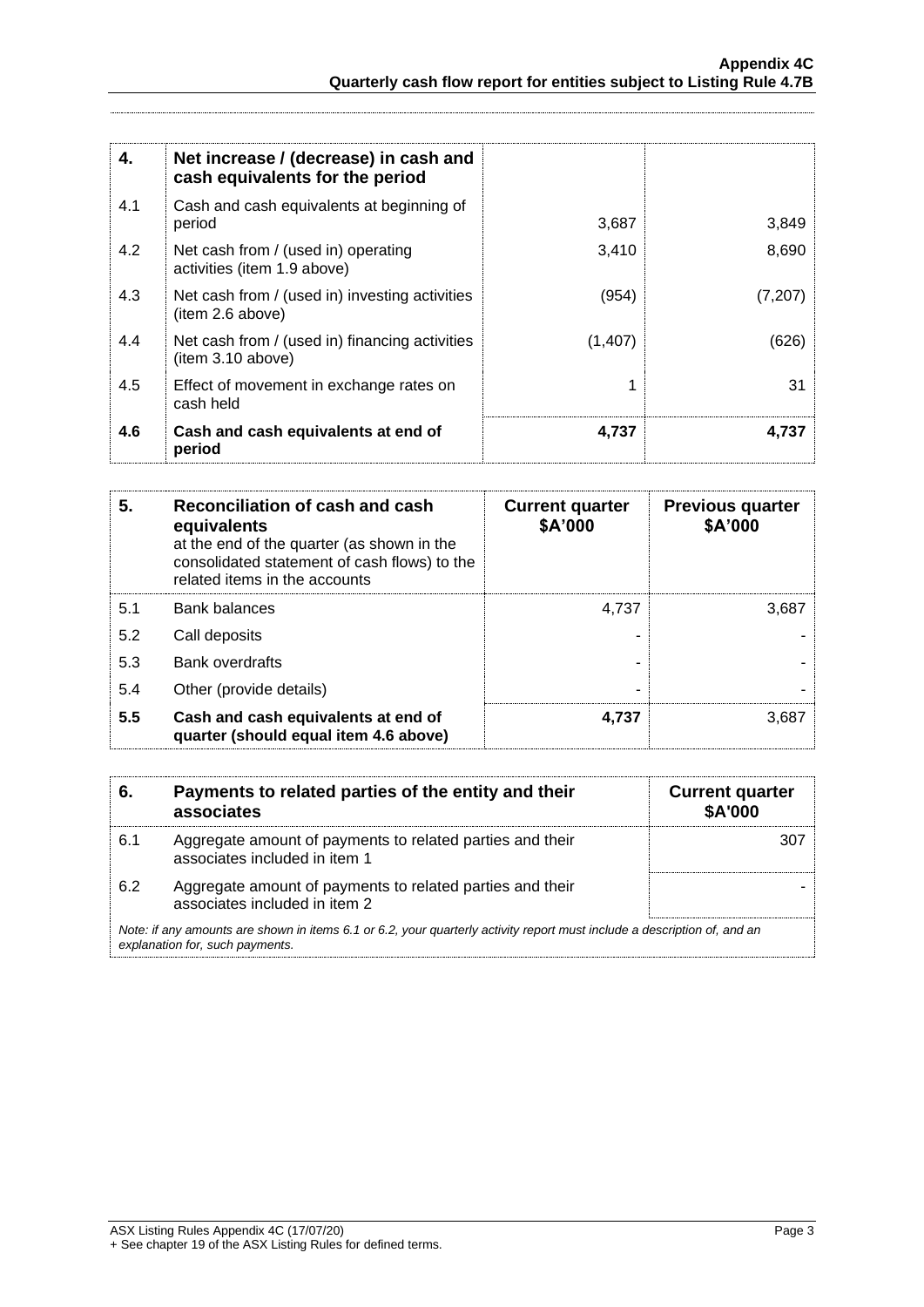| 4. | Net increase / (decrease) in cash and cash equivalents for the period | | |
|---|---|---|---|
| 4.1 | Cash and cash equivalents at beginning of period | 3,687 | 3,849 |
| 4.2 | Net cash from / (used in) operating activities (item 1.9 above) | 3,410 | 8,690 |
| 4.3 | Net cash from / (used in) investing activities (item 2.6 above) | (954) | (7,207) |
| 4.4 | Net cash from / (used in) financing activities (item 3.10 above) | (1,407) | (626) |
| 4.5 | Effect of movement in exchange rates on cash held | 1 | 31 |
| **4.6** | **Cash and cash equivalents at end of period** | **4,737** | **4,737** |

| 5. | **Reconciliation of cash and cash equivalents** at the end of the quarter (as shown in the consolidated statement of cash flows) to the related items in the accounts | **Current quarter \$A'000** | **Previous quarter \$A'000** |
|---|---|---|---|
| 5.1 | Bank balances | 4,737 | 3,687 |
| 5.2 | Call deposits | - | - |
| 5.3 | Bank overdrafts | - | - |
| 5.4 | Other (provide details) | - | - |
| **5.5** | **Cash and cash equivalents at end of quarter (should equal item 4.6 above)** | **4,737** | 3,687 |

| 6. | **Payments to related parties of the entity and their associates** | **Current quarter \$A'000** |
|---|---|---|
| 6.1 | Aggregate amount of payments to related parties and their associates included in item 1 | 307 |
| 6.2 | Aggregate amount of payments to related parties and their associates included in item 2 | - |

*Note: if any amounts are shown in items 6.1 or 6.2, your quarterly activity report must include a description of, and an explanation for, such payments.*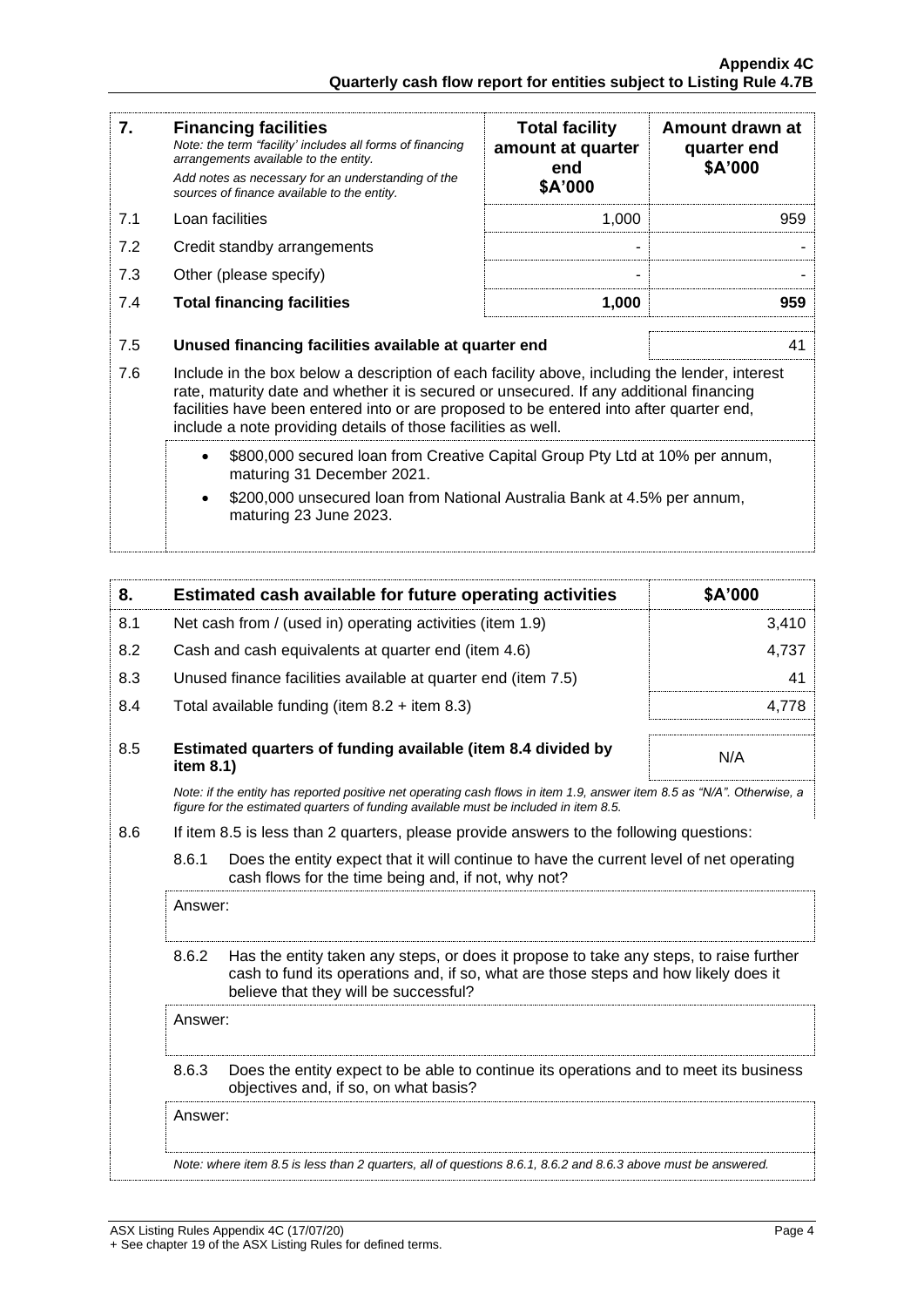| 7. | **Financing facilities** *Note: the term "facility' includes all forms of financing arrangements available to the entity.* *Add notes as necessary for an understanding of the sources of finance available to the entity.* | **Total facility amount at quarter end \$A'000** | **Amount drawn at quarter end \$A'000** |
|---|---|---|---|
| 7.1 | Loan facilities | 1,000 | 959 |
| 7.2 | Credit standby arrangements | - | - |
| 7.3 | Other (please specify) | - | - |
| 7.4 | **Total financing facilities** | **1,000** | **959** |

| | | |
|---|---|---|
| 7.5 | **Unused financing facilities available at quarter end** | 41 |

7.6 Include in the box below a description of each facility above, including the lender, interest rate, maturity date and whether it is secured or unsecured. If any additional financing facilities have been entered into or are proposed to be entered into after quarter end, include a note providing details of those facilities as well.

- \$800,000 secured loan from Creative Capital Group Pty Ltd at 10% per annum, maturing 31 December 2021.
- \$200,000 unsecured loan from National Australia Bank at 4.5% per annum, maturing 23 June 2023.

| 8. | **Estimated cash available for future operating activities** | **\$A'000** |
|---|---|---|
| 8.1 | Net cash from / (used in) operating activities (item 1.9) | 3,410 |
| 8.2 | Cash and cash equivalents at quarter end (item 4.6) | 4,737 |
| 8.3 | Unused finance facilities available at quarter end (item 7.5) | 41 |
| 8.4 | Total available funding (item 8.2 + item 8.3) | 4,778 |
| 8.5 | **Estimated quarters of funding available (item 8.4 divided by item 8.1)** | N/A |

*Note: if the entity has reported positive net operating cash flows in item 1.9, answer item 8.5 as "N/A". Otherwise, a figure for the estimated quarters of funding available must be included in item 8.5.*

8.6 If item 8.5 is less than 2 quarters, please provide answers to the following questions:

8.6.1 Does the entity expect that it will continue to have the current level of net operating cash flows for the time being and, if not, why not?

Answer:

8.6.2 Has the entity taken any steps, or does it propose to take any steps, to raise further cash to fund its operations and, if so, what are those steps and how likely does it believe that they will be successful?

Answer:

8.6.3 Does the entity expect to be able to continue its operations and to meet its business objectives and, if so, on what basis?

Answer:

*Note: where item 8.5 is less than 2 quarters, all of questions 8.6.1, 8.6.2 and 8.6.3 above must be answered.*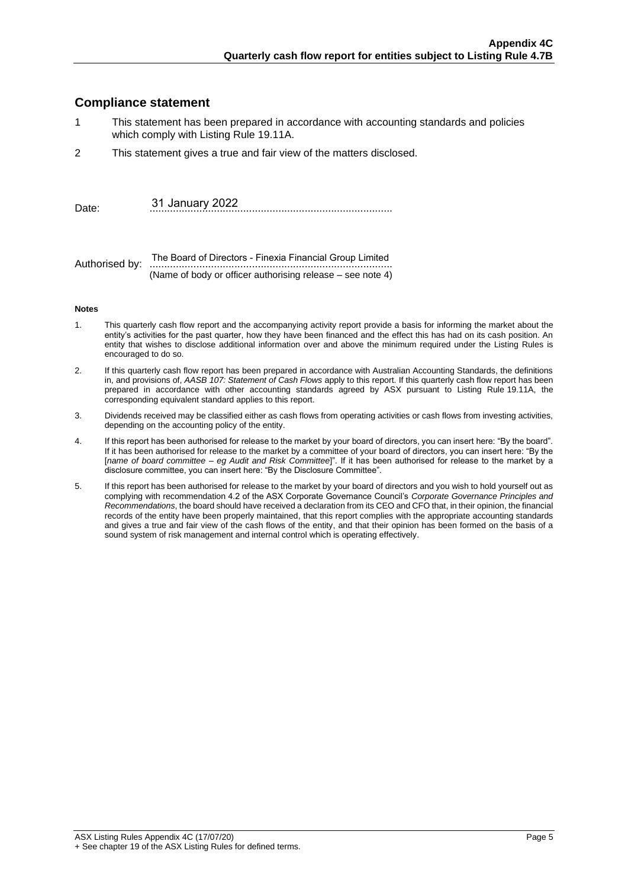## Compliance statement

1. This statement has been prepared in accordance with accounting standards and policies which comply with Listing Rule 19.11A.
2. This statement gives a true and fair view of the matters disclosed.

Date: 31 January 2022

Authorised by: The Board of Directors - Finexia Financial Group Limited
(Name of body or officer authorising release – see note 4)

**Notes**

1. This quarterly cash flow report and the accompanying activity report provide a basis for informing the market about the entity's activities for the past quarter, how they have been financed and the effect this has had on its cash position. An entity that wishes to disclose additional information over and above the minimum required under the Listing Rules is encouraged to do so.
2. If this quarterly cash flow report has been prepared in accordance with Australian Accounting Standards, the definitions in, and provisions of, *AASB 107: Statement of Cash Flows* apply to this report. If this quarterly cash flow report has been prepared in accordance with other accounting standards agreed by ASX pursuant to Listing Rule 19.11A, the corresponding equivalent standard applies to this report.
3. Dividends received may be classified either as cash flows from operating activities or cash flows from investing activities, depending on the accounting policy of the entity.
4. If this report has been authorised for release to the market by your board of directors, you can insert here: "By the board". If it has been authorised for release to the market by a committee of your board of directors, you can insert here: "By the [*name of board committee – eg Audit and Risk Committee*]". If it has been authorised for release to the market by a disclosure committee, you can insert here: "By the Disclosure Committee".
5. If this report has been authorised for release to the market by your board of directors and you wish to hold yourself out as complying with recommendation 4.2 of the ASX Corporate Governance Council's *Corporate Governance Principles and Recommendations*, the board should have received a declaration from its CEO and CFO that, in their opinion, the financial records of the entity have been properly maintained, that this report complies with the appropriate accounting standards and gives a true and fair view of the cash flows of the entity, and that their opinion has been formed on the basis of a sound system of risk management and internal control which is operating effectively.